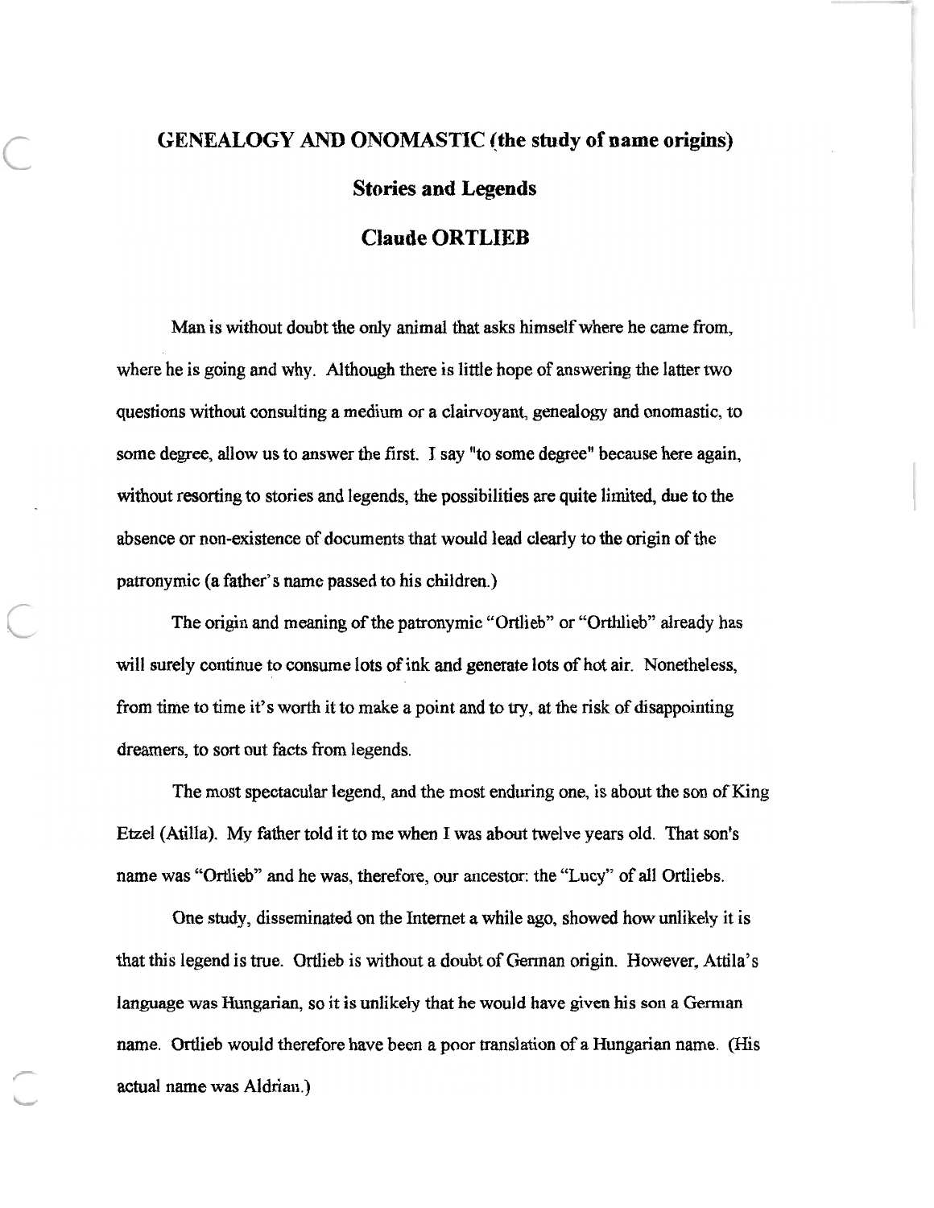# GENEALOGY AND ONOMASTIC (the study of name origins)

## Stories and Legends

## Claude ORTLIEB

Man is without doubt the only animal that asks himself where he came from, where he is going and why. Although there is little hope of answering the latter two questions without consulting a medium or a clairvoyant, genealogy and onomastic, to some degree, allow us to answer the first. I say "to some degree" because here again, without resorting to stories and legends, the possibilities are quite limited, due to the absence or non-existence of documents that would lead clearly to the origin of the patronymic (a father's name passed to his children.)

The origin and meaning of the patronymic "Ortlieb" or "Orthlieb" already has will surely continue to consume lots of ink and generate lots of hot air. Nonetheless, from time to time it's worth it to make a point and to try, at the risk of disappointing dreamers, to sort out facts from legends.

The most spectacular legend, and the most enduring one, is about the son of King Etzel (Atilla). My father told it to me when I was about twelve years old. That son's name was "Ortlieb" and he was, therefore, our ancestor: the "Lucy" of all Ortliebs.

One study, disseminated on the Internet a while ago, showed how unlikely it is that this legend is true. Ortlieb is without a doubt of German origin. However, Atila's language was Hungarian, so it is unlikely that he would have given his son a German name. Ortlieb would therefore have been a poor translation of a Hungarian name. (His actual name was Aldrian.)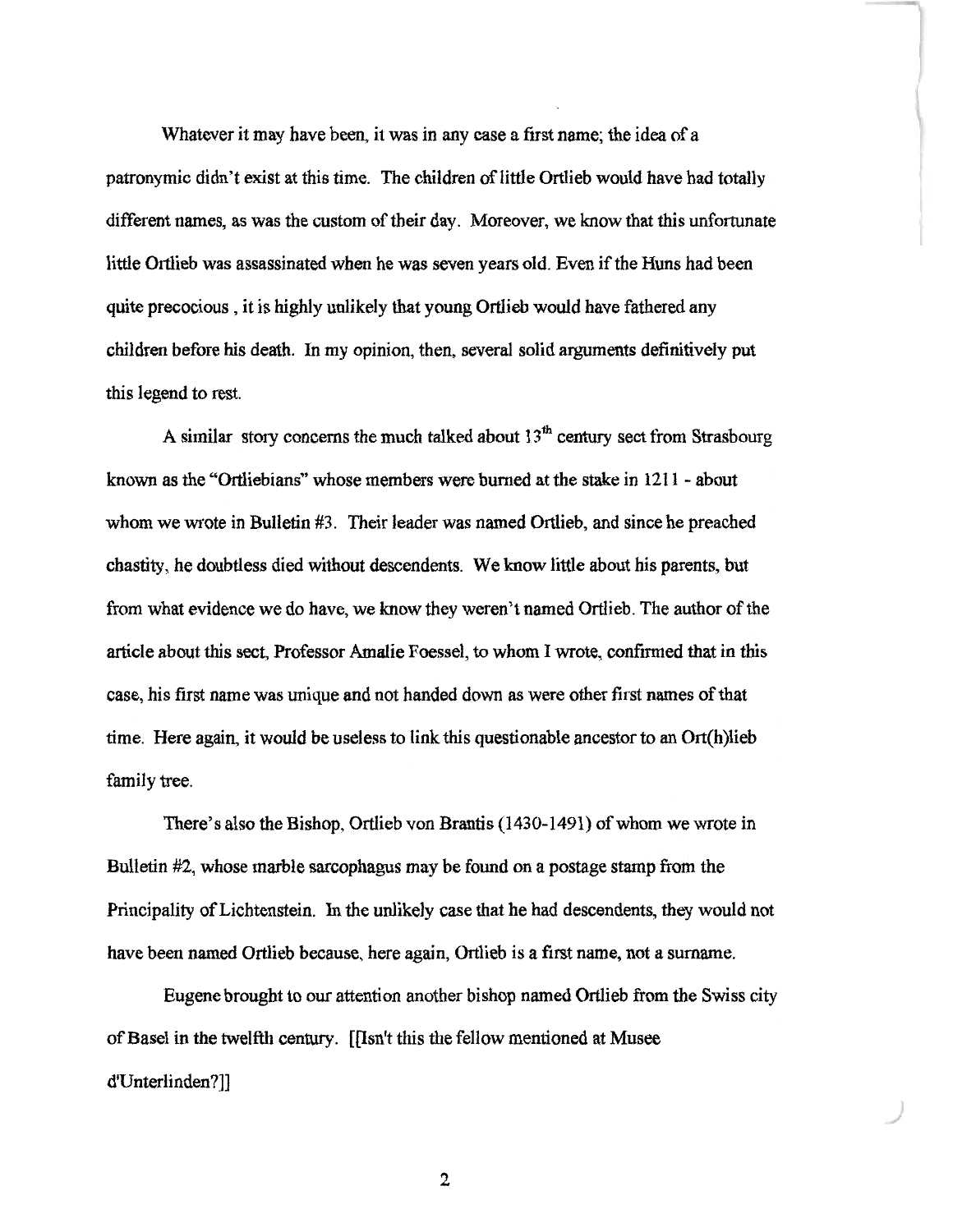Whatever it may have been, it was in any case a first name; the idea of a patronymic didn't exist at this time. The children of little Ortlieb would have had totally different names, as was the custom of their day. Moreover, we know that this unfortunate little Ortlieb was assassinated when he was seven years old. Even if the Huns had been quite precocious , it is highly unlikely that young Ortlieb would have fathered any children before his death. In my opinion, then, several solid arguments definitively put this legend to rest.

A similar story concerns the much talked about 13th century sect from Strasbourg known as the "Ortliebians" whose members were burned at the stake in 1211 - about whom we wrote in Bulletin #3. Their leader was named Ortlieb, and since he preached chastity, he doubtless died without descendents. We know little about his parents, but from what evidence we do have, we know they weren't named Ortlieb. The author of the article about this sect, Professor Amalie Foessel, to whom I wrote, confirmed that in this case, his first name was unique and not handed down as were other first names of that time. Here again, it would be useless to link this questionable ancestor to an Ort(h)lieb family tree.

There's also the Bishop, Ortlieb von Brantis (1430-1491) of whom we wrote in Bulletin #2, whose marble sarcophagus may be found on a postage stamp from the Principality of Lichtenstein. In the unlikely case that he had descendents, they would not have been named Ortlieb because, here again, Ortlieb is a first name, not a surname.

Eugene brought to our attention another bishop named Ortlieb from the Swiss city of Basel in the twelfth century. [[Isn't this the fellow mentioned at Musee d'Unterlinden?]]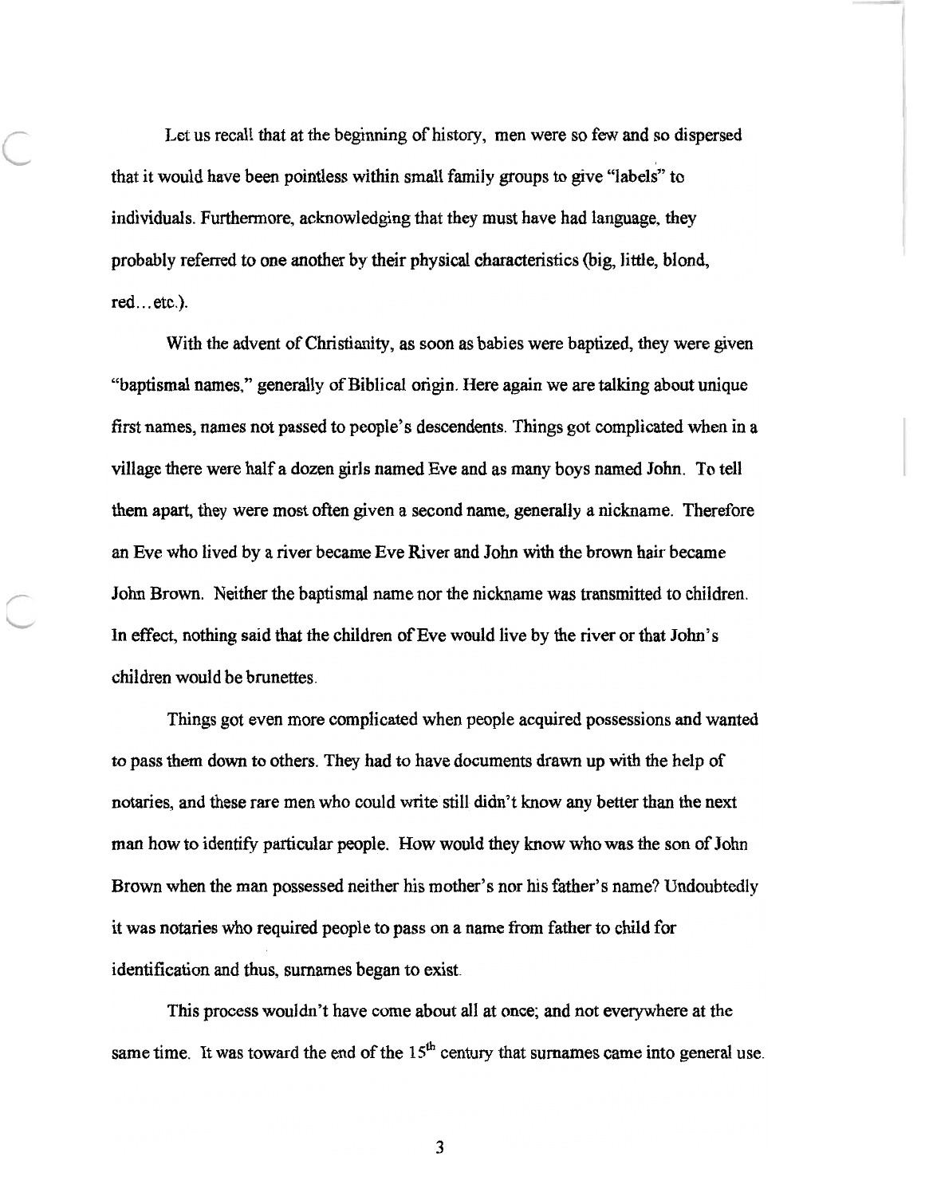Let us recall that at the beginning of history, men were so few and so dispersed that it would have been pointless within small family groups to give "labels" to individuals. Furthermore, acknowledging that they must have had language, they probably referred to one another by their physical characteristics (big, little, blond, red…etc.).

With the advent of Christianity, as soon as babies were baptized, they were given "baptismal names," generally of Biblical origin. Here again we are talking about unique first names, names not passed to people's descendents. Things got complicated when in a village there were half a dozen girls named Eve and as many boys named John. To tell them apart, they were most often given a second name, generally a nickname. Therefore an Eve who lived by a river became Eve River and John with the brown hair became John Brown. Neither the baptismal name nor the nickname was transmitted to children. In effect, nothing said that the children of Eve would live by the river or that John's children would be brunettes.

Things got even more complicated when people acquired possessions and wanted to pass them down to others. They had to have documents drawn up with the help of notaries, and these rare men who could write still didn't know any better than the next man how to identify particular people. How would they know who was the son of John Brown when the man possessed neither his mother's nor his father's name? Undoubtedly it was notaries who required people to pass on a name from father to child for identification and thus, surnames began to exist.

This process wouldn't have come about all at once; and not everywhere at the same time. It was toward the end of the 15th century that surnames came into general use.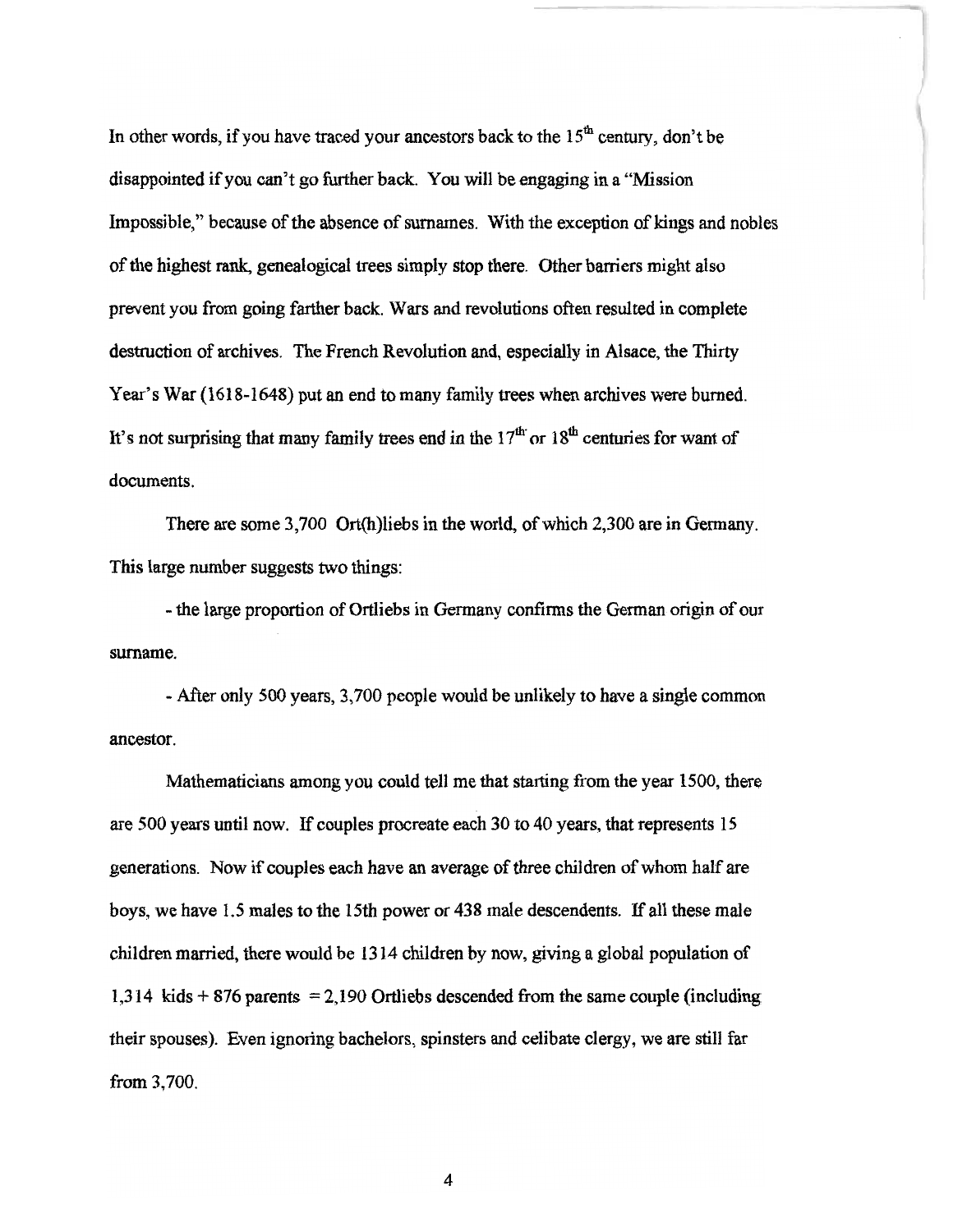In other words, if you have traced your ancestors back to the 15th century, don't be disappointed if you can't go further back. You will be engaging in a "Mission Impossible," because of the absence of surnames. With the exception of kings and nobles of the highest rank, genealogical trees simply stop there. Other barriers might also prevent you from going farther back. Wars and revolutions often resulted in complete destruction of archives. The French Revolution and, especially in Alsace, the Thirty Year's War (1618-1648) put an end to many family trees when archives were burned. It's not surprising that many family trees end in the 17th or 18th centuries for want of documents.

There are some 3,700 Ort(h)liebs in the world, of which 2,300 are in Germany. This large number suggests two things:

- the large proportion of Ortliebs in Germany confirms the German origin of our surname.

- After only 500 years, 3,700 people would be unlikely to have a single common ancestor.

Mathematicians among you could tell me that starting from the year 1500, there are 500 years until now. If couples procreate each 30 to 40 years, that represents 15 generations. Now if couples each have an average of three children of whom half are boys, we have 1.5 males to the 15th power or 438 male descendents. If all these male children married, there would be 1314 children by now, giving a global population of 1,314 kids + 876 parents = 2,190 Ortliebs descended from the same couple (including their spouses). Even ignoring bachelors, spinsters and celibate clergy, we are still far from 3,700.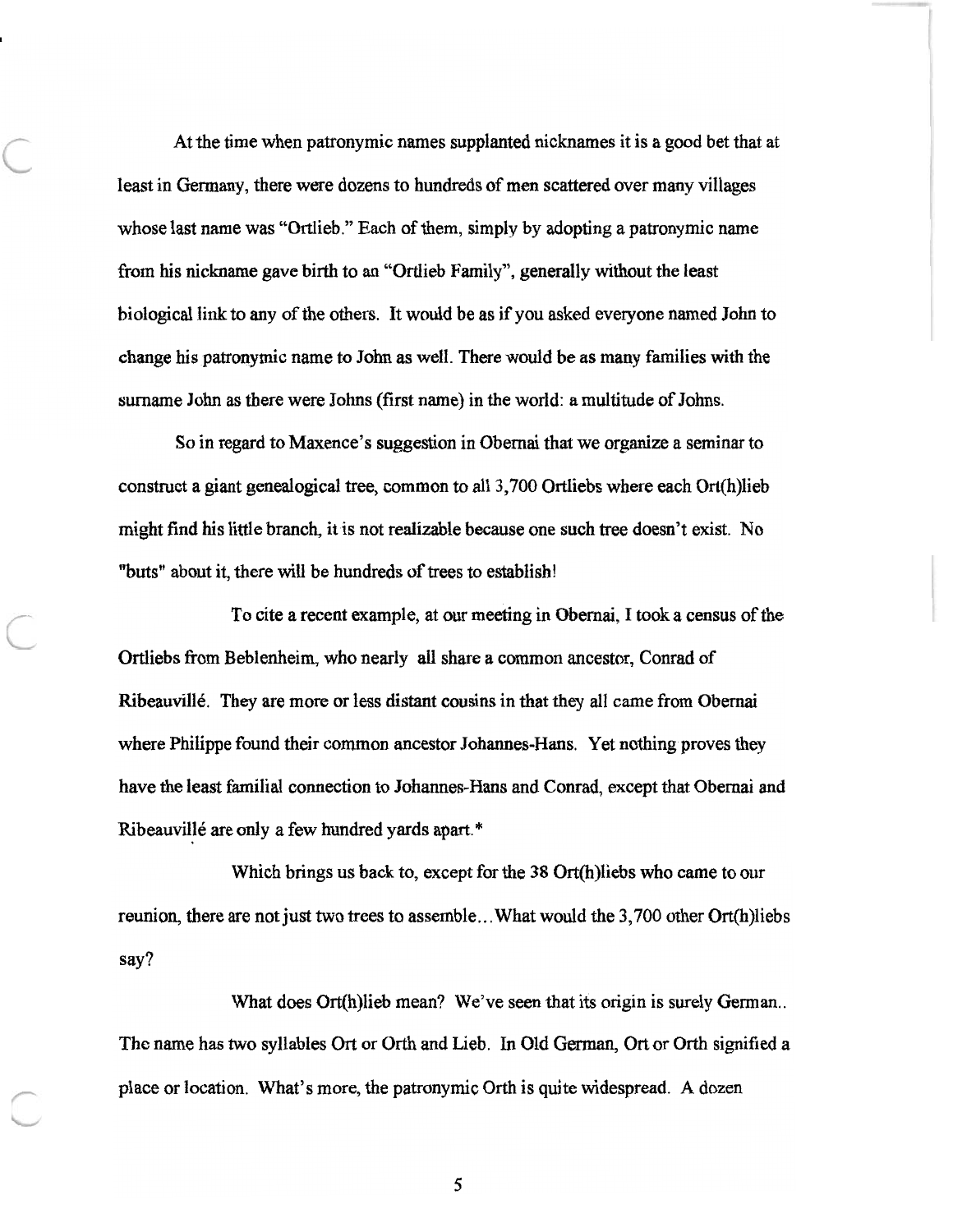At the time when patronymic names supplanted nicknames it is a good bet that at least in Germany, there were dozens to hundreds of men scattered over many villages whose last name was "Ortlieb." Each of them, simply by adopting a patronymic name from his nickname gave birth to an "Ortlieb Family", generally without the least biological link to any of the others. It would be as if you asked everyone named John to change his patronymic name to John as well. There would be as many families with the surname John as there were Johns (first name) in the world: a multitude of Johns.

So in regard to Maxence's suggestion in Obernai that we organize a seminar to construct a giant genealogical tree, common to all 3,700 Ortliebs where each Ort(h)lieb might find his little branch, it is not realizable because one such tree doesn't exist. No "buts" about it, there will be hundreds of trees to establish!

To cite a recent example, at our meeting in Obernai, I took a census of the Ortliebs from Beblenheim, who nearly all share a common ancestor, Conrad of Ribeauvillé. They are more or less distant cousins in that they all came from Obernai where Philippe found their common ancestor Johannes-Hans. Yet nothing proves they have the least familial connection to Johannes-Hans and Conrad, except that Obernai and Ribeauvillé are only a few hundred yards apart.*

Which brings us back to, except for the 38 Ort(h)liebs who came to our reunion, there are not just two trees to assemble... What would the 3,700 other Ort(h)liebs say?

What does Ort(h)lieb mean? We've seen that its origin is surely German.. The name has two syllables Ort or Orth and Lieb. In Old German, Ort or Orth signified a place or location. What's more, the patronymic Orth is quite widespread. A dozen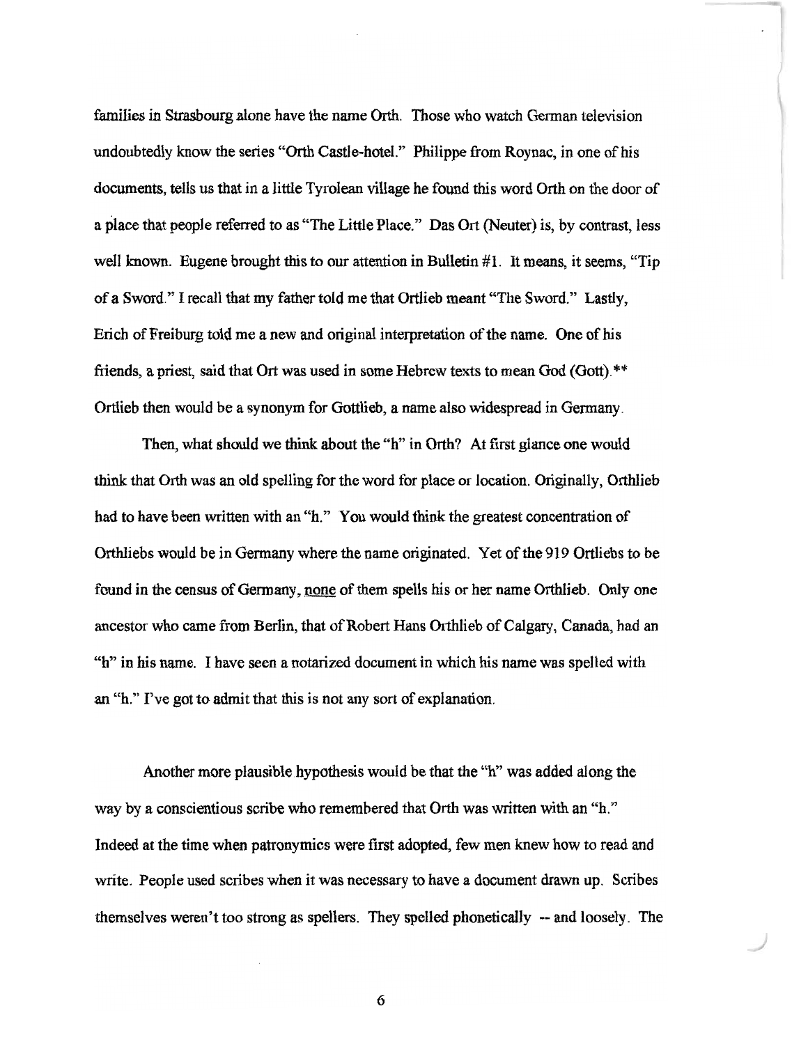families in Strasbourg alone have the name Orth. Those who watch German television undoubtedly know the series "Orth Castle-hotel." Philippe from Roynac, in one of his documents, tells us that in a little Tyrolean village he found this word Orth on the door of a place that people referred to as "The Little Place." Das Ort (Neuter) is, by contrast, less well known. Eugene brought this to our attention in Bulletin #1. It means, it seems, "Tip of a Sword." I recall that my father told me that Ortlieb meant "The Sword." Lastly, Erich of Freiburg told me a new and original interpretation of the name. One of his friends, a priest, said that Ort was used in some Hebrew texts to mean God (Gott).** Ortlieb then would be a synonym for Gottlieb, a name also widespread in Germany.

Then, what should we think about the "h" in Orth? At first glance one would think that Orth was an old spelling for the word for place or location. Originally, Orthlieb had to have been written with an "h." You would think the greatest concentration of Orthliebs would be in Germany where the name originated. Yet of the 919 Ortliebs to be found in the census of Germany, <u>none</u> of them spells his or her name Orthlieb. Only one ancestor who came from Berlin, that of Robert Hans Orthlieb of Calgary, Canada, had an "h" in his name. I have seen a notarized document in which his name was spelled with an "h." I've got to admit that this is not any sort of explanation.

Another more plausible hypothesis would be that the "h" was added along the way by a conscientious scribe who remembered that Orth was written with an "h." Indeed at the time when patronymics were first adopted, few men knew how to read and write. People used scribes when it was necessary to have a document drawn up. Scribes themselves weren't too strong as spellers. They spelled phonetically -- and loosely. The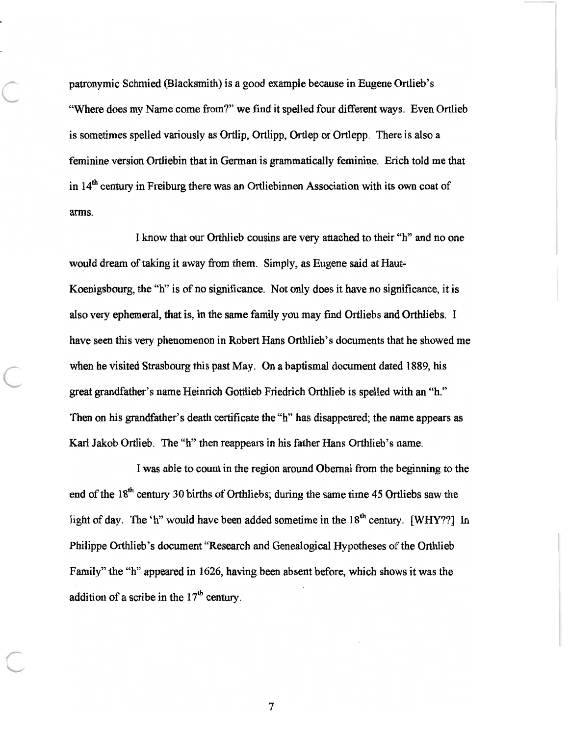patronymic Schmied (Blacksmith) is a good example because in Eugene Ortlieb's "Where does my Name come from?" we find it spelled four different ways. Even Ortlieb is sometimes spelled variously as Ortlip, Ortlipp, Ortlep or Ortlepp. There is also a feminine version Ortliebin that in German is grammatically feminine. Erich told me that in 14th century in Freiburg there was an Ortliebinnen Association with its own coat of arms.

I know that our Orthlieb cousins are very attached to their "h" and no one would dream of taking it away from them. Simply, as Eugene said at Haut-Koenigsbourg, the "h" is of no significance. Not only does it have no significance, it is also very ephemeral, that is, in the same family you may find Ortliebs and Orthliebs. I have seen this very phenomenon in Robert Hans Orthlieb's documents that he showed me when he visited Strasbourg this past May. On a baptismal document dated 1889, his great grandfather's name Heinrich Gottlieb Friedrich Orthlieb is spelled with an "h." Then on his grandfather's death certificate the "h" has disappeared; the name appears as Karl Jakob Ortlieb. The "h" then reappears in his father Hans Orthlieb's name.

I was able to count in the region around Obernai from the beginning to the end of the 18th century 30 births of Orthliebs; during the same time 45 Ortliebs saw the light of day. The 'h" would have been added sometime in the 18th century. [WHY??] In Philippe Orthlieb's document "Research and Genealogical Hypotheses of the Orthlieb Family" the "h" appeared in 1626, having been absent before, which shows it was the addition of a scribe in the 17th century.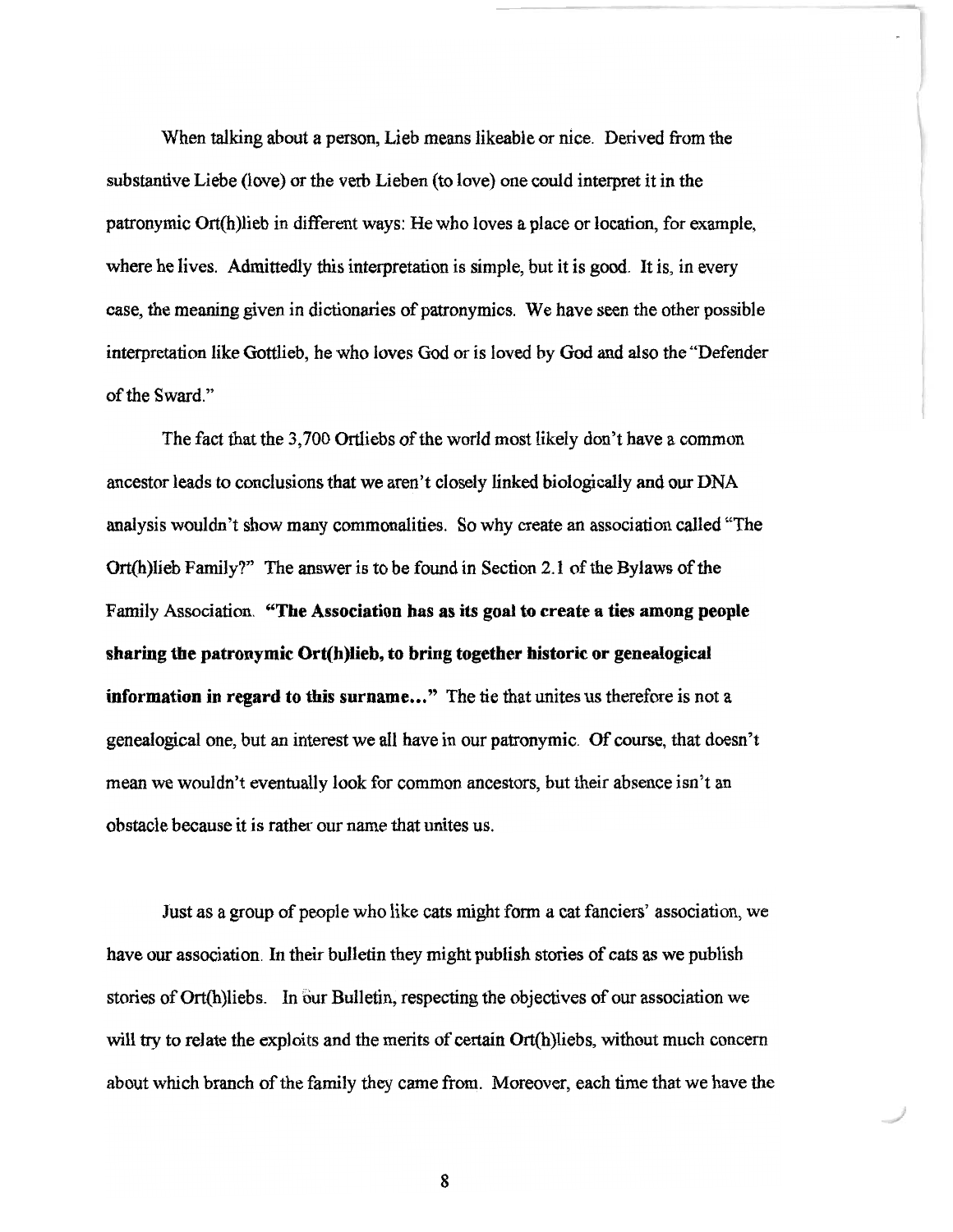When talking about a person, Lieb means likeable or nice. Derived from the substantive Liebe (love) or the verb Lieben (to love) one could interpret it in the patronymic Ort(h)lieb in different ways: He who loves a place or location, for example, where he lives. Admittedly this interpretation is simple, but it is good. It is, in every case, the meaning given in dictionaries of patronymics. We have seen the other possible interpretation like Gottlieb, he who loves God or is loved by God and also the "Defender of the Sward."

The fact that the 3,700 Ortliebs of the world most likely don't have a common ancestor leads to conclusions that we aren't closely linked biologically and our DNA analysis wouldn't show many commonalities. So why create an association called "The Ort(h)lieb Family?" The answer is to be found in Section 2.1 of the Bylaws of the Family Association. **"The Association has as its goal to create a ties among people sharing the patronymic Ort(h)lieb, to bring together historic or genealogical information in regard to this surname..."** The tie that unites us therefore is not a genealogical one, but an interest we all have in our patronymic. Of course, that doesn't mean we wouldn't eventually look for common ancestors, but their absence isn't an obstacle because it is rather our name that unites us.

Just as a group of people who like cats might form a cat fanciers' association, we have our association. In their bulletin they might publish stories of cats as we publish stories of Ort(h)liebs. In our Bulletin, respecting the objectives of our association we will try to relate the exploits and the merits of certain Ort(h)liebs, without much concern about which branch of the family they came from. Moreover, each time that we have the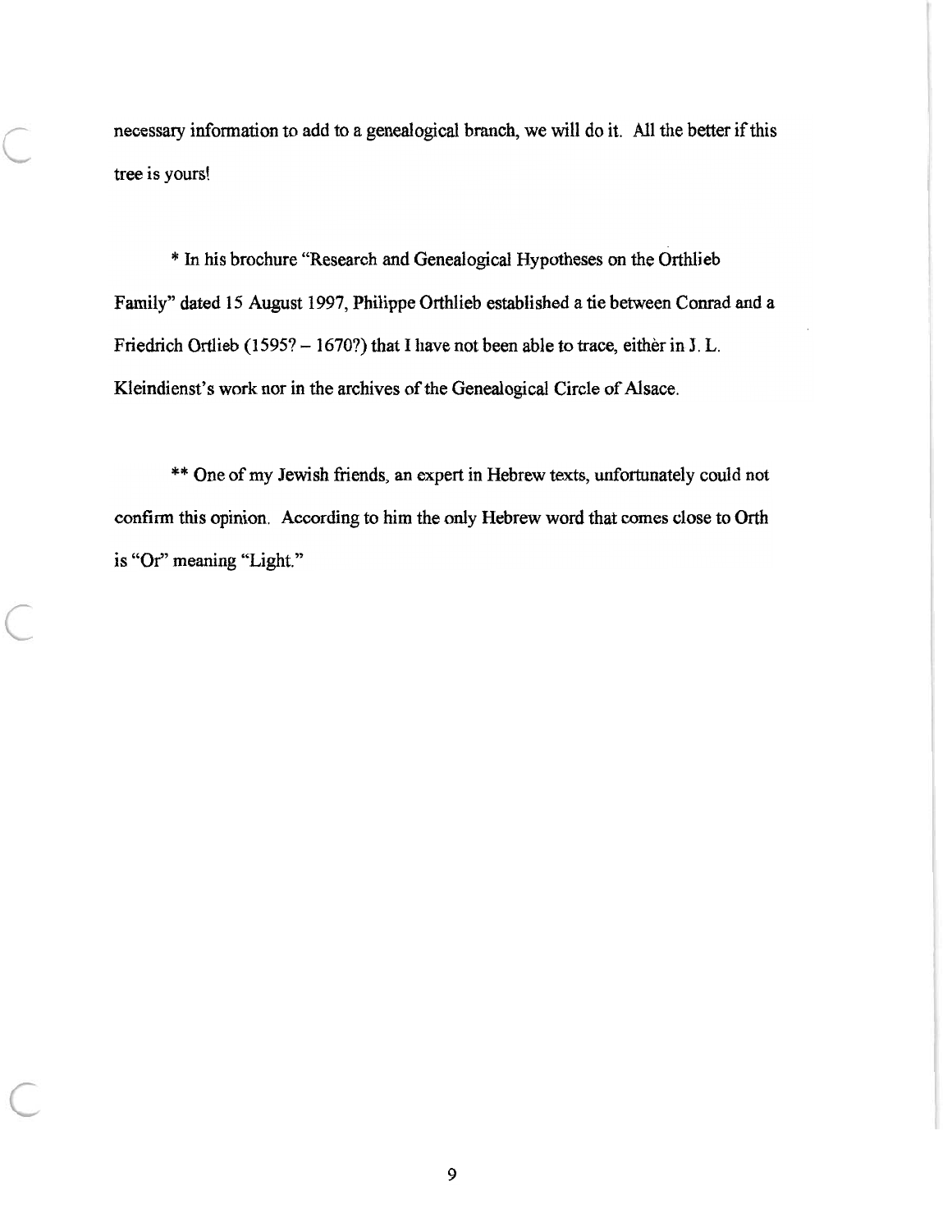necessary information to add to a genealogical branch, we will do it. All the better if this tree is yours!

* In his brochure "Research and Genealogical Hypotheses on the Orthlieb Family" dated 15 August 1997, Philippe Orthlieb established a tie between Conrad and a Friedrich Ortlieb (1595? – 1670?) that I have not been able to trace, either in J. L. Kleindienst's work nor in the archives of the Genealogical Circle of Alsace.

** One of my Jewish friends, an expert in Hebrew texts, unfortunately could not confirm this opinion. According to him the only Hebrew word that comes close to Orth is "Or" meaning "Light."